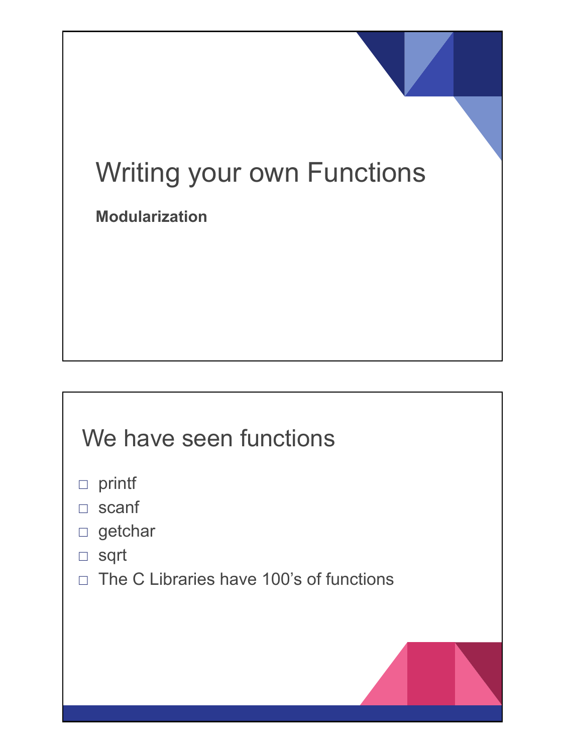# Writing your own Functions

**Modularization**

## We have seen functions

- printf
- scanf
- getchar
- sqrt
- The C Libraries have 100's of functions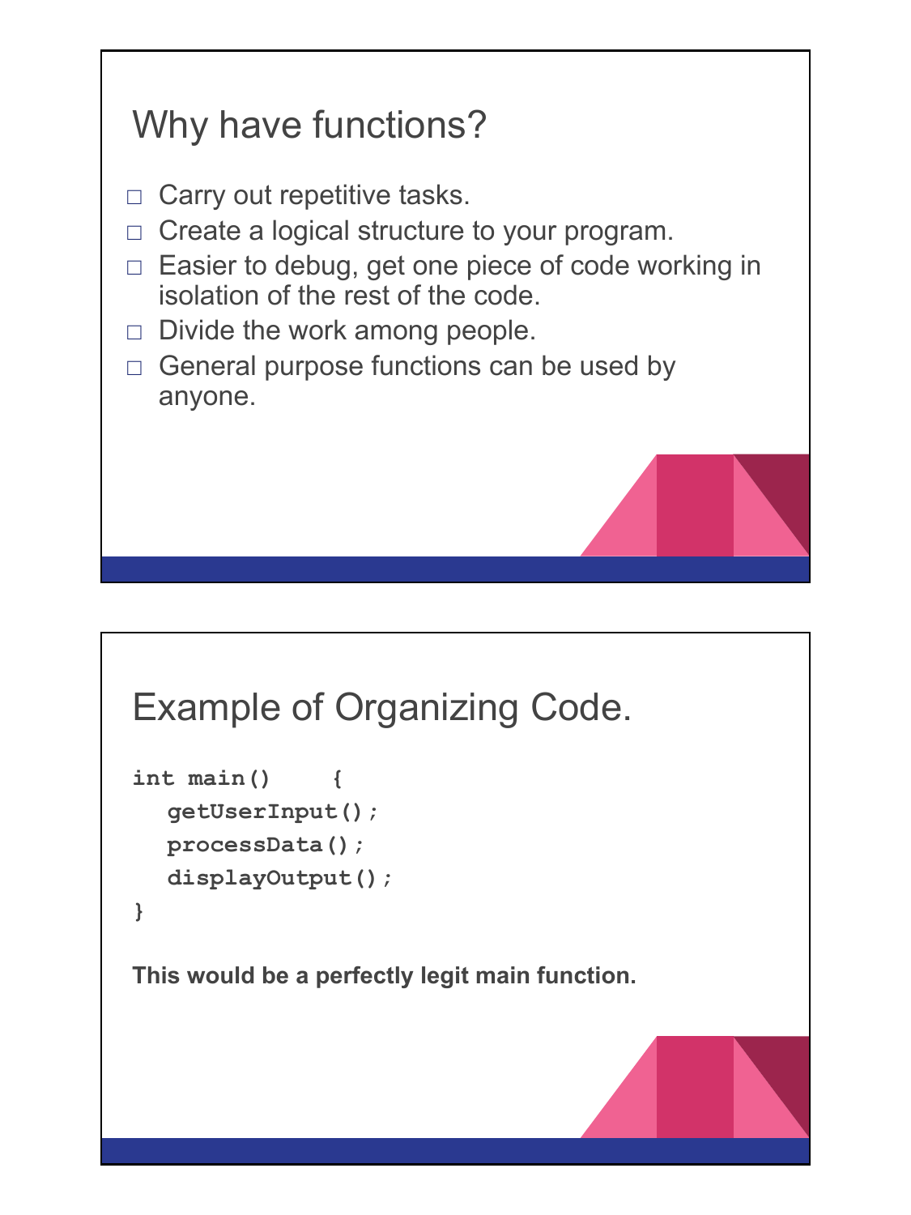## Why have functions?

- Carry out repetitive tasks.
- Create a logical structure to your program.
- Easier to debug, get one piece of code working in isolation of the rest of the code.
- Divide the work among people.
- General purpose functions can be used by anyone.

## Example of Organizing Code.

```
int main()    {
   getUserInput();
   processData();
   displayOutput();
}
```

**This would be a perfectly legit main function.**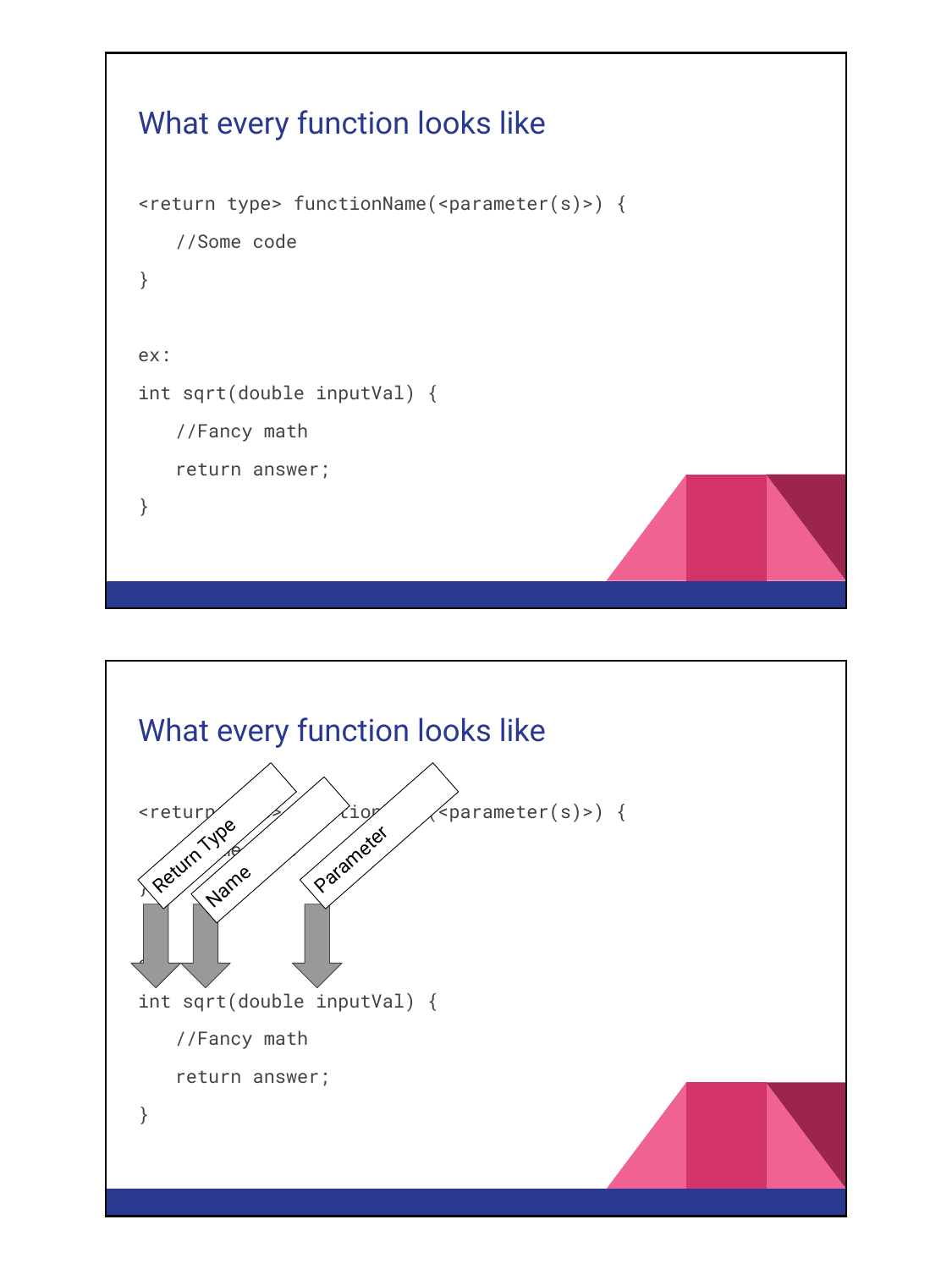## What every function looks like

```
<return type> functionName(<parameter(s)>) {
    //Some code
}

ex:
int sqrt(double inputVal) {
    //Fancy math
    return answer;
}
```

## What every function looks like

Return Type

Name

Parameter

```
<return type> functionName(<parameter(s)>) {
    //Some code
}

ex:
int sqrt(double inputVal) {
    //Fancy math
    return answer;
}
```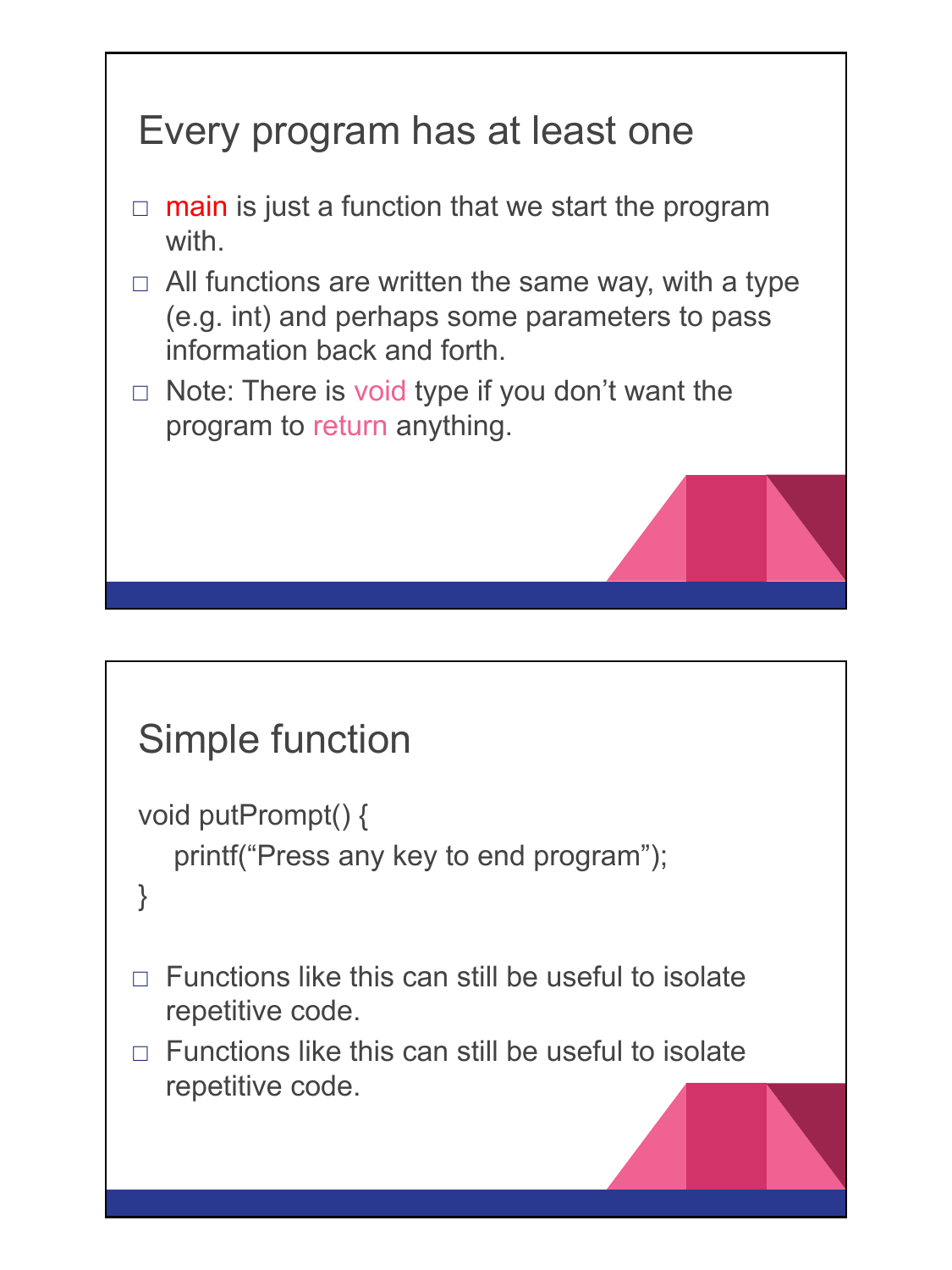## Every program has at least one

- main is just a function that we start the program with.
- All functions are written the same way, with a type (e.g. int) and perhaps some parameters to pass information back and forth.
- Note: There is void type if you don't want the program to return anything.

## Simple function

```
void putPrompt() {
    printf("Press any key to end program");
}
```

- Functions like this can still be useful to isolate repetitive code.
- Functions like this can still be useful to isolate repetitive code.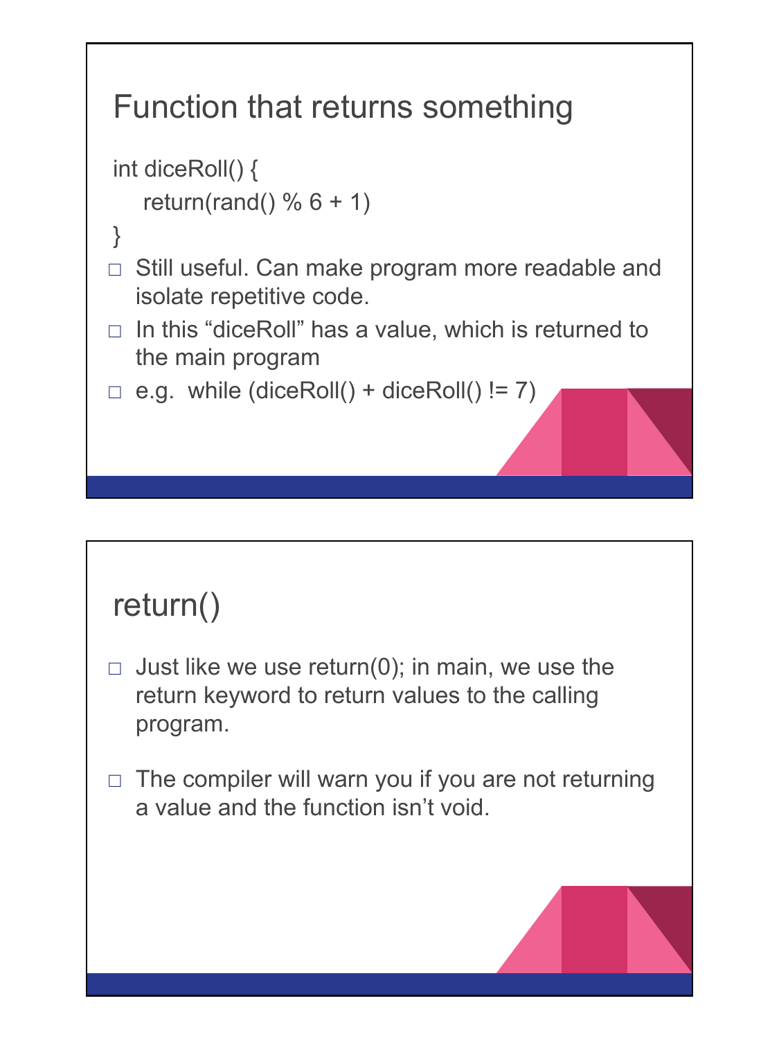## Function that returns something

```
int diceRoll() {
    return(rand() % 6 + 1)
}
```

- Still useful. Can make program more readable and isolate repetitive code.
- In this "diceRoll" has a value, which is returned to the main program
- e.g. while (diceRoll() + diceRoll() != 7)

## return()

- Just like we use return(0); in main, we use the return keyword to return values to the calling program.
- The compiler will warn you if you are not returning a value and the function isn't void.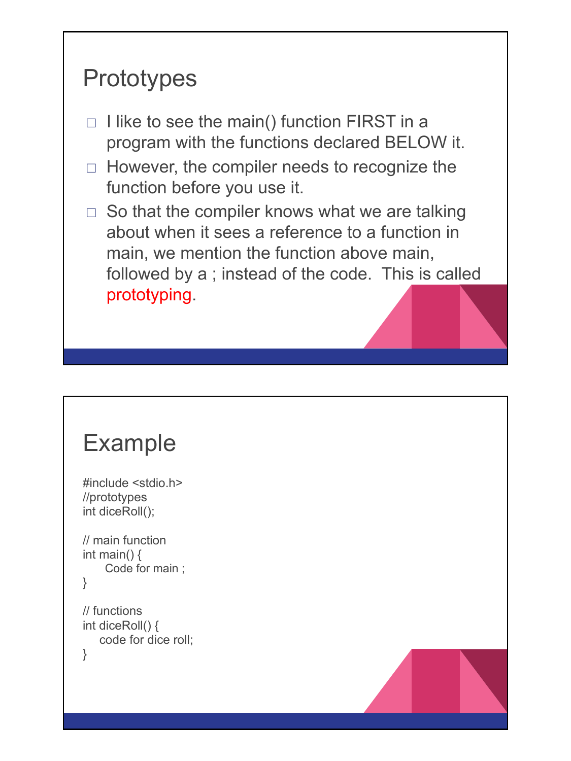## Prototypes

- I like to see the main() function FIRST in a program with the functions declared BELOW it.
- However, the compiler needs to recognize the function before you use it.
- So that the compiler knows what we are talking about when it sees a reference to a function in main, we mention the function above main, followed by a ; instead of the code. This is called prototyping.

## Example

```
#include <stdio.h>
//prototypes
int diceRoll();

// main function
int main() {
    Code for main ;
}

// functions
int diceRoll() {
   code for dice roll;
}
```